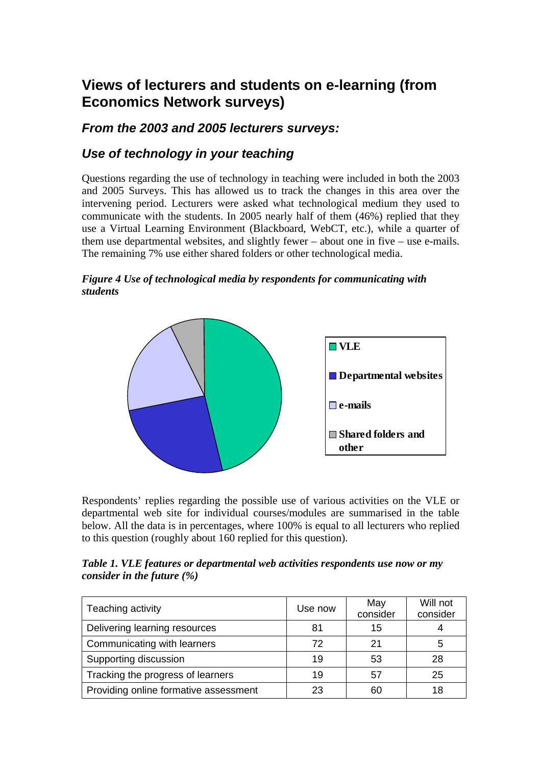# Views of lecturers and students on e-learning (from Economics Network surveys)

## *From the 2003 and 2005 lecturers surveys:*

## *Use of technology in your teaching*

Questions regarding the use of technology in teaching were included in both the 2003 and 2005 Surveys. This has allowed us to track the changes in this area over the intervening period. Lecturers were asked what technological medium they used to communicate with the students. In 2005 nearly half of them (46%) replied that they use a Virtual Learning Environment (Blackboard, WebCT, etc.), while a quarter of them use departmental websites, and slightly fewer – about one in five – use e-mails. The remaining 7% use either shared folders or other technological media.

***Figure 4 Use of technological media by respondents for communicating with students***

- **VLE**
- **Departmental websites**
- **e-mails**
- **Shared folders and other**

Respondents' replies regarding the possible use of various activities on the VLE or departmental web site for individual courses/modules are summarised in the table below. All the data is in percentages, where 100% is equal to all lecturers who replied to this question (roughly about 160 replied for this question).

***Table 1. VLE features or departmental web activities respondents use now or my consider in the future (%)***

| Teaching activity | Use now | May consider | Will not consider |
|---|---|---|---|
| Delivering learning resources | 81 | 15 | 4 |
| Communicating with learners | 72 | 21 | 5 |
| Supporting discussion | 19 | 53 | 28 |
| Tracking the progress of learners | 19 | 57 | 25 |
| Providing online formative assessment | 23 | 60 | 18 |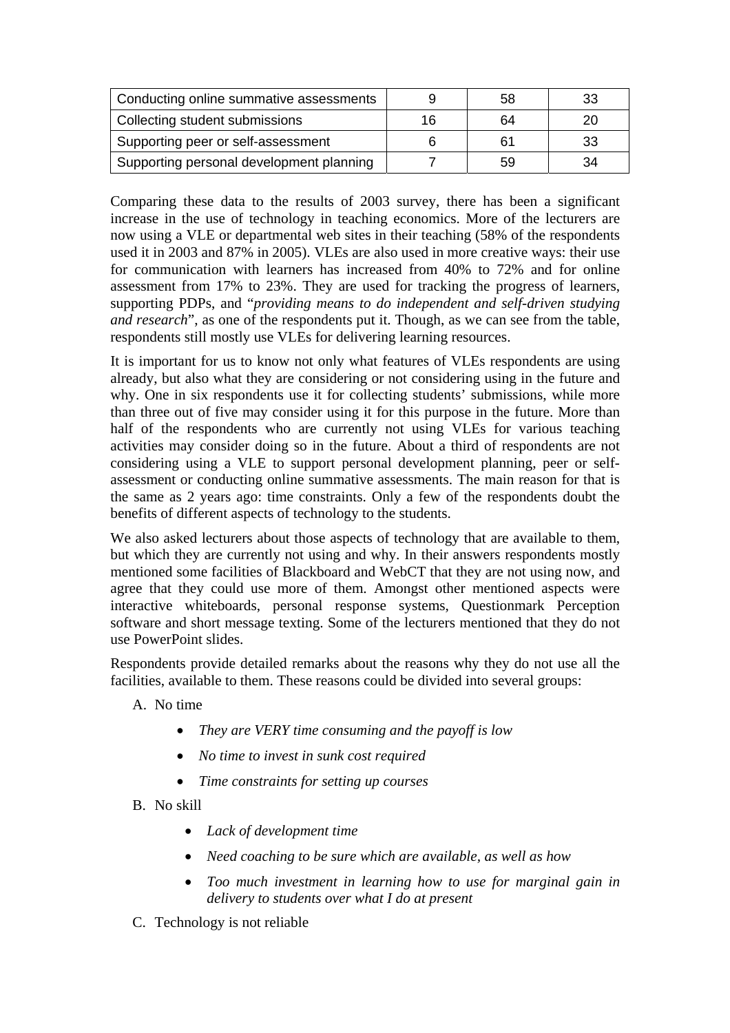| | | | |
|---|---|---|---|
| Conducting online summative assessments | 9 | 58 | 33 |
| Collecting student submissions | 16 | 64 | 20 |
| Supporting peer or self-assessment | 6 | 61 | 33 |
| Supporting personal development planning | 7 | 59 | 34 |

Comparing these data to the results of 2003 survey, there has been a significant increase in the use of technology in teaching economics. More of the lecturers are now using a VLE or departmental web sites in their teaching (58% of the respondents used it in 2003 and 87% in 2005). VLEs are also used in more creative ways: their use for communication with learners has increased from 40% to 72% and for online assessment from 17% to 23%. They are used for tracking the progress of learners, supporting PDPs, and "*providing means to do independent and self-driven studying and research*", as one of the respondents put it. Though, as we can see from the table, respondents still mostly use VLEs for delivering learning resources.

It is important for us to know not only what features of VLEs respondents are using already, but also what they are considering or not considering using in the future and why. One in six respondents use it for collecting students' submissions, while more than three out of five may consider using it for this purpose in the future. More than half of the respondents who are currently not using VLEs for various teaching activities may consider doing so in the future. About a third of respondents are not considering using a VLE to support personal development planning, peer or self-assessment or conducting online summative assessments. The main reason for that is the same as 2 years ago: time constraints. Only a few of the respondents doubt the benefits of different aspects of technology to the students.

We also asked lecturers about those aspects of technology that are available to them, but which they are currently not using and why. In their answers respondents mostly mentioned some facilities of Blackboard and WebCT that they are not using now, and agree that they could use more of them. Amongst other mentioned aspects were interactive whiteboards, personal response systems, Questionmark Perception software and short message texting. Some of the lecturers mentioned that they do not use PowerPoint slides.

Respondents provide detailed remarks about the reasons why they do not use all the facilities, available to them. These reasons could be divided into several groups:

A. No time
   - *They are VERY time consuming and the payoff is low*
   - *No time to invest in sunk cost required*
   - *Time constraints for setting up courses*

B. No skill
   - *Lack of development time*
   - *Need coaching to be sure which are available, as well as how*
   - *Too much investment in learning how to use for marginal gain in delivery to students over what I do at present*

C. Technology is not reliable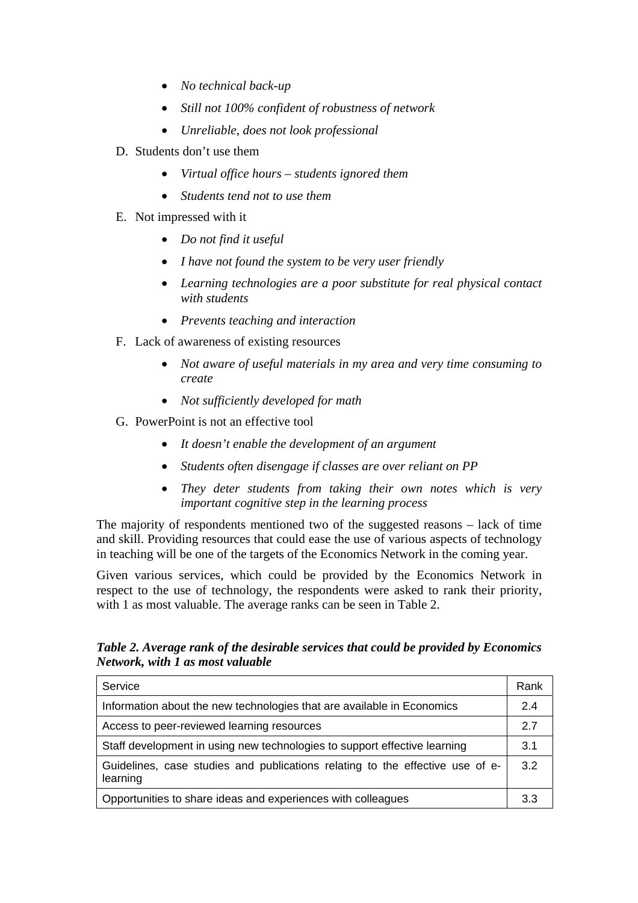- *No technical back-up*
- *Still not 100% confident of robustness of network*
- *Unreliable, does not look professional*

D. Students don't use them

- *Virtual office hours – students ignored them*
- *Students tend not to use them*

E. Not impressed with it

- *Do not find it useful*
- *I have not found the system to be very user friendly*
- *Learning technologies are a poor substitute for real physical contact with students*
- *Prevents teaching and interaction*

F. Lack of awareness of existing resources

- *Not aware of useful materials in my area and very time consuming to create*
- *Not sufficiently developed for math*

G. PowerPoint is not an effective tool

- *It doesn't enable the development of an argument*
- *Students often disengage if classes are over reliant on PP*
- *They deter students from taking their own notes which is very important cognitive step in the learning process*

The majority of respondents mentioned two of the suggested reasons – lack of time and skill. Providing resources that could ease the use of various aspects of technology in teaching will be one of the targets of the Economics Network in the coming year.

Given various services, which could be provided by the Economics Network in respect to the use of technology, the respondents were asked to rank their priority, with 1 as most valuable. The average ranks can be seen in Table 2.

***Table 2. Average rank of the desirable services that could be provided by Economics Network, with 1 as most valuable***

| Service | Rank |
|---|---|
| Information about the new technologies that are available in Economics | 2.4 |
| Access to peer-reviewed learning resources | 2.7 |
| Staff development in using new technologies to support effective learning | 3.1 |
| Guidelines, case studies and publications relating to the effective use of e-learning | 3.2 |
| Opportunities to share ideas and experiences with colleagues | 3.3 |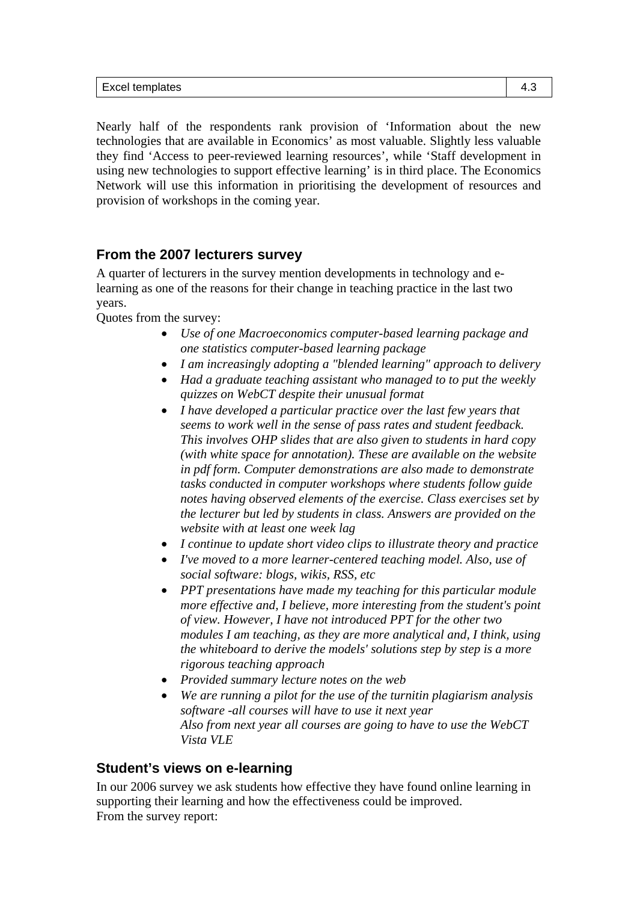| Excel templates | 4.3 |
|---|---|

Nearly half of the respondents rank provision of 'Information about the new technologies that are available in Economics' as most valuable. Slightly less valuable they find 'Access to peer-reviewed learning resources', while 'Staff development in using new technologies to support effective learning' is in third place. The Economics Network will use this information in prioritising the development of resources and provision of workshops in the coming year.

## From the 2007 lecturers survey

A quarter of lecturers in the survey mention developments in technology and e-learning as one of the reasons for their change in teaching practice in the last two years.

Quotes from the survey:

- *Use of one Macroeconomics computer-based learning package and one statistics computer-based learning package*
- *I am increasingly adopting a "blended learning" approach to delivery*
- *Had a graduate teaching assistant who managed to to put the weekly quizzes on WebCT despite their unusual format*
- *I have developed a particular practice over the last few years that seems to work well in the sense of pass rates and student feedback. This involves OHP slides that are also given to students in hard copy (with white space for annotation). These are available on the website in pdf form. Computer demonstrations are also made to demonstrate tasks conducted in computer workshops where students follow guide notes having observed elements of the exercise. Class exercises set by the lecturer but led by students in class. Answers are provided on the website with at least one week lag*
- *I continue to update short video clips to illustrate theory and practice*
- *I've moved to a more learner-centered teaching model. Also, use of social software: blogs, wikis, RSS, etc*
- *PPT presentations have made my teaching for this particular module more effective and, I believe, more interesting from the student's point of view. However, I have not introduced PPT for the other two modules I am teaching, as they are more analytical and, I think, using the whiteboard to derive the models' solutions step by step is a more rigorous teaching approach*
- *Provided summary lecture notes on the web*
- *We are running a pilot for the use of the turnitin plagiarism analysis software -all courses will have to use it next year*
  *Also from next year all courses are going to have to use the WebCT Vista VLE*

## Student's views on e-learning

In our 2006 survey we ask students how effective they have found online learning in supporting their learning and how the effectiveness could be improved.

From the survey report: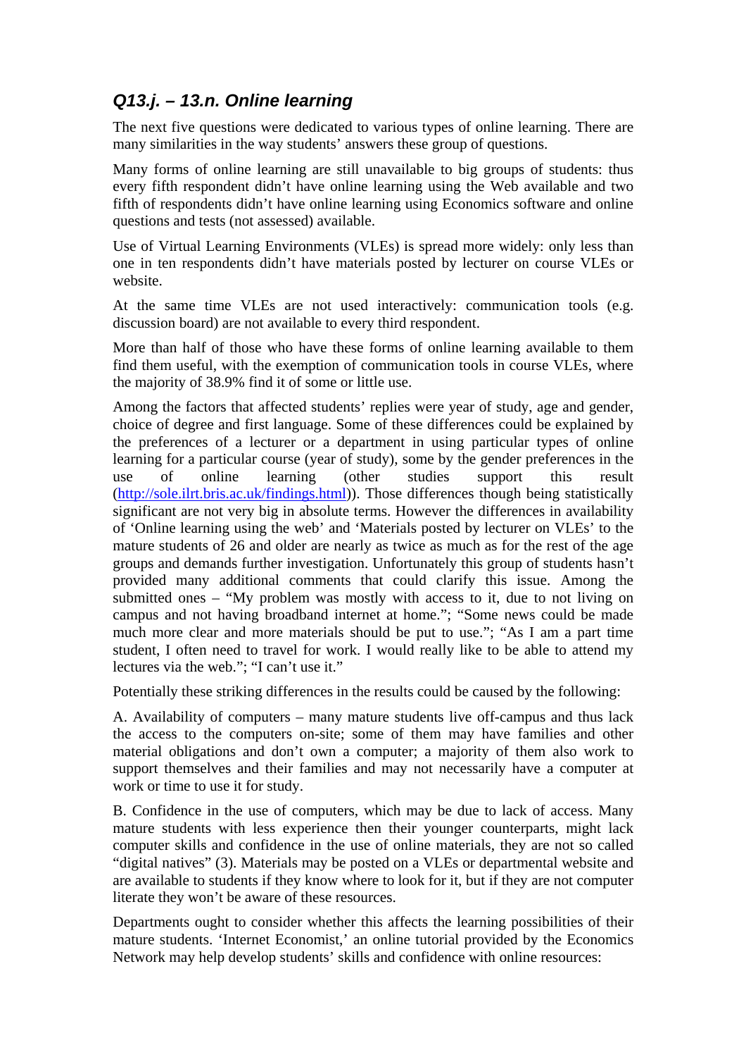## *Q13.j. – 13.n. Online learning*

The next five questions were dedicated to various types of online learning. There are many similarities in the way students' answers these group of questions.

Many forms of online learning are still unavailable to big groups of students: thus every fifth respondent didn't have online learning using the Web available and two fifth of respondents didn't have online learning using Economics software and online questions and tests (not assessed) available.

Use of Virtual Learning Environments (VLEs) is spread more widely: only less than one in ten respondents didn't have materials posted by lecturer on course VLEs or website.

At the same time VLEs are not used interactively: communication tools (e.g. discussion board) are not available to every third respondent.

More than half of those who have these forms of online learning available to them find them useful, with the exemption of communication tools in course VLEs, where the majority of 38.9% find it of some or little use.

Among the factors that affected students' replies were year of study, age and gender, choice of degree and first language. Some of these differences could be explained by the preferences of a lecturer or a department in using particular types of online learning for a particular course (year of study), some by the gender preferences in the use of online learning (other studies support this result (http://sole.ilrt.bris.ac.uk/findings.html)). Those differences though being statistically significant are not very big in absolute terms. However the differences in availability of 'Online learning using the web' and 'Materials posted by lecturer on VLEs' to the mature students of 26 and older are nearly as twice as much as for the rest of the age groups and demands further investigation. Unfortunately this group of students hasn't provided many additional comments that could clarify this issue. Among the submitted ones – "My problem was mostly with access to it, due to not living on campus and not having broadband internet at home."; "Some news could be made much more clear and more materials should be put to use."; "As I am a part time student, I often need to travel for work. I would really like to be able to attend my lectures via the web."; "I can't use it."

Potentially these striking differences in the results could be caused by the following:

A. Availability of computers – many mature students live off-campus and thus lack the access to the computers on-site; some of them may have families and other material obligations and don't own a computer; a majority of them also work to support themselves and their families and may not necessarily have a computer at work or time to use it for study.

B. Confidence in the use of computers, which may be due to lack of access. Many mature students with less experience then their younger counterparts, might lack computer skills and confidence in the use of online materials, they are not so called "digital natives" (3). Materials may be posted on a VLEs or departmental website and are available to students if they know where to look for it, but if they are not computer literate they won't be aware of these resources.

Departments ought to consider whether this affects the learning possibilities of their mature students. 'Internet Economist,' an online tutorial provided by the Economics Network may help develop students' skills and confidence with online resources: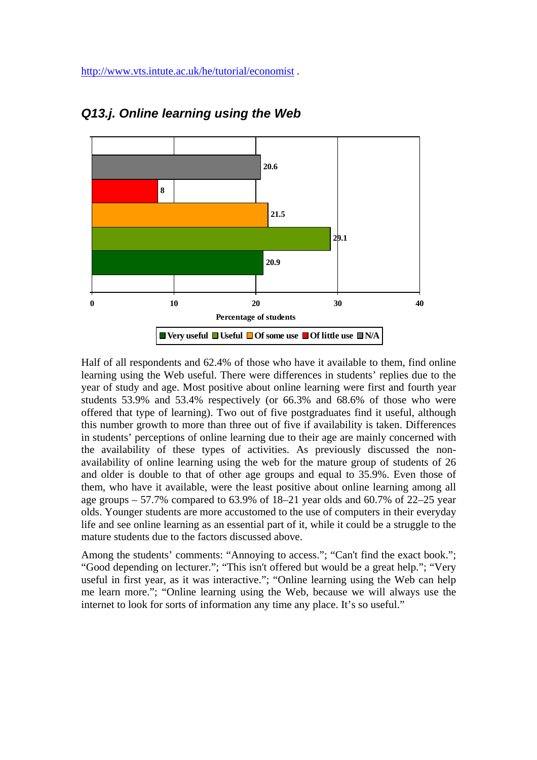http://www.vts.intute.ac.uk/he/tutorial/economist .

### *Q13.j. Online learning using the Web*

| Response | Percentage of students |
|---|---|
| Very useful | 20.9 |
| Useful | 29.1 |
| Of some use | 21.5 |
| Of little use | 8 |
| N/A | 20.6 |

Half of all respondents and 62.4% of those who have it available to them, find online learning using the Web useful. There were differences in students' replies due to the year of study and age. Most positive about online learning were first and fourth year students 53.9% and 53.4% respectively (or 66.3% and 68.6% of those who were offered that type of learning). Two out of five postgraduates find it useful, although this number growth to more than three out of five if availability is taken. Differences in students' perceptions of online learning due to their age are mainly concerned with the availability of these types of activities. As previously discussed the non-availability of online learning using the web for the mature group of students of 26 and older is double to that of other age groups and equal to 35.9%. Even those of them, who have it available, were the least positive about online learning among all age groups – 57.7% compared to 63.9% of 18–21 year olds and 60.7% of 22–25 year olds. Younger students are more accustomed to the use of computers in their everyday life and see online learning as an essential part of it, while it could be a struggle to the mature students due to the factors discussed above.

Among the students' comments: "Annoying to access."; "Can't find the exact book."; "Good depending on lecturer."; "This isn't offered but would be a great help."; "Very useful in first year, as it was interactive."; "Online learning using the Web can help me learn more."; "Online learning using the Web, because we will always use the internet to look for sorts of information any time any place. It's so useful."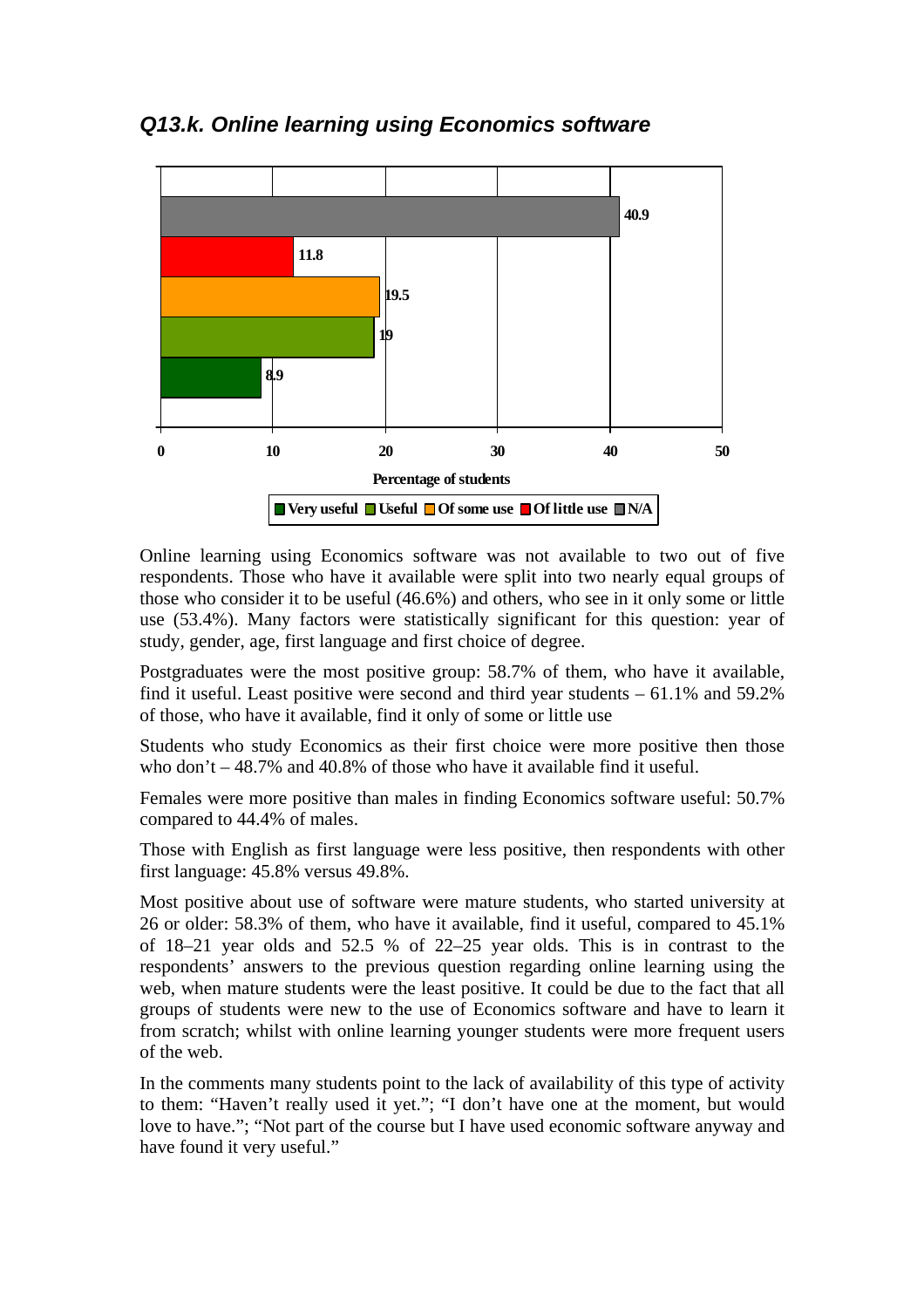### *Q13.k. Online learning using Economics software*

| Response | Percentage of students |
|---|---|
| N/A | 40.9 |
| Of little use | 11.8 |
| Of some use | 19.5 |
| Useful | 19 |
| Very useful | 8.9 |

Percentage of students

Very useful · Useful · Of some use · Of little use · N/A

Online learning using Economics software was not available to two out of five respondents. Those who have it available were split into two nearly equal groups of those who consider it to be useful (46.6%) and others, who see in it only some or little use (53.4%). Many factors were statistically significant for this question: year of study, gender, age, first language and first choice of degree.

Postgraduates were the most positive group: 58.7% of them, who have it available, find it useful. Least positive were second and third year students – 61.1% and 59.2% of those, who have it available, find it only of some or little use

Students who study Economics as their first choice were more positive then those who don't – 48.7% and 40.8% of those who have it available find it useful.

Females were more positive than males in finding Economics software useful: 50.7% compared to 44.4% of males.

Those with English as first language were less positive, then respondents with other first language: 45.8% versus 49.8%.

Most positive about use of software were mature students, who started university at 26 or older: 58.3% of them, who have it available, find it useful, compared to 45.1% of 18–21 year olds and 52.5 % of 22–25 year olds. This is in contrast to the respondents' answers to the previous question regarding online learning using the web, when mature students were the least positive. It could be due to the fact that all groups of students were new to the use of Economics software and have to learn it from scratch; whilst with online learning younger students were more frequent users of the web.

In the comments many students point to the lack of availability of this type of activity to them: "Haven't really used it yet."; "I don't have one at the moment, but would love to have."; "Not part of the course but I have used economic software anyway and have found it very useful."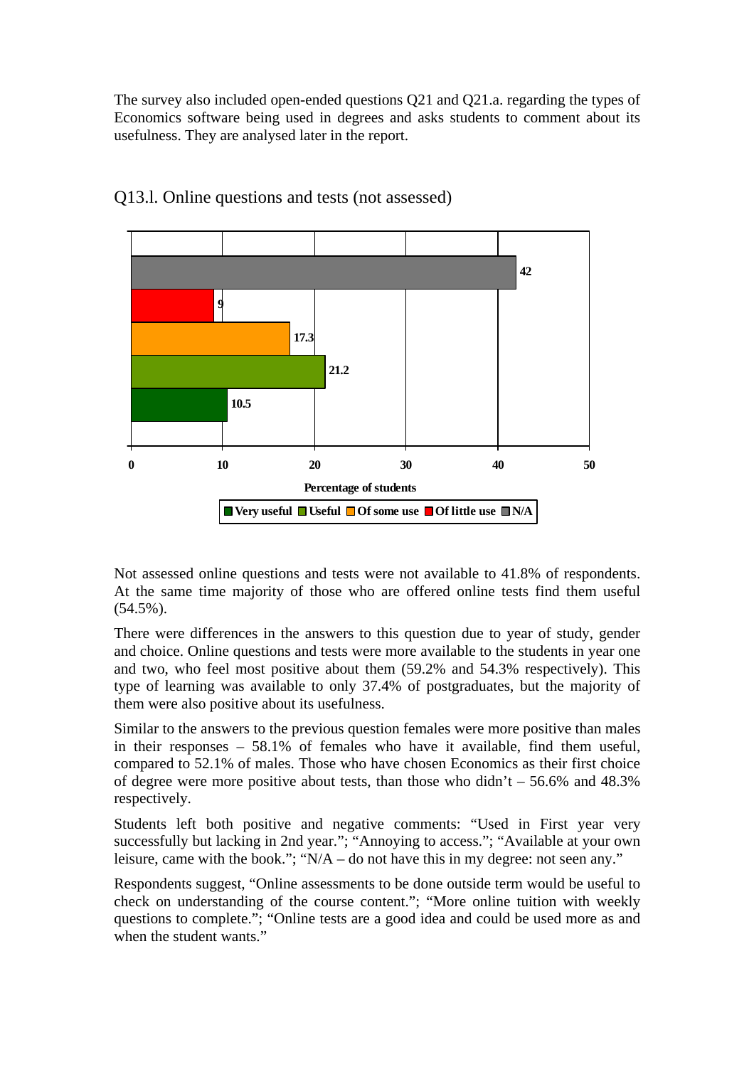The survey also included open-ended questions Q21 and Q21.a. regarding the types of Economics software being used in degrees and asks students to comment about its usefulness. They are analysed later in the report.

## Q13.l. Online questions and tests (not assessed)

| Response | Percentage of students |
|---|---|
| N/A | 42 |
| Of little use | 9 |
| Of some use | 17.3 |
| Useful | 21.2 |
| Very useful | 10.5 |

Not assessed online questions and tests were not available to 41.8% of respondents. At the same time majority of those who are offered online tests find them useful (54.5%).

There were differences in the answers to this question due to year of study, gender and choice. Online questions and tests were more available to the students in year one and two, who feel most positive about them (59.2% and 54.3% respectively). This type of learning was available to only 37.4% of postgraduates, but the majority of them were also positive about its usefulness.

Similar to the answers to the previous question females were more positive than males in their responses – 58.1% of females who have it available, find them useful, compared to 52.1% of males. Those who have chosen Economics as their first choice of degree were more positive about tests, than those who didn't – 56.6% and 48.3% respectively.

Students left both positive and negative comments: "Used in First year very successfully but lacking in 2nd year."; "Annoying to access."; "Available at your own leisure, came with the book."; "N/A – do not have this in my degree: not seen any."

Respondents suggest, "Online assessments to be done outside term would be useful to check on understanding of the course content."; "More online tuition with weekly questions to complete."; "Online tests are a good idea and could be used more as and when the student wants."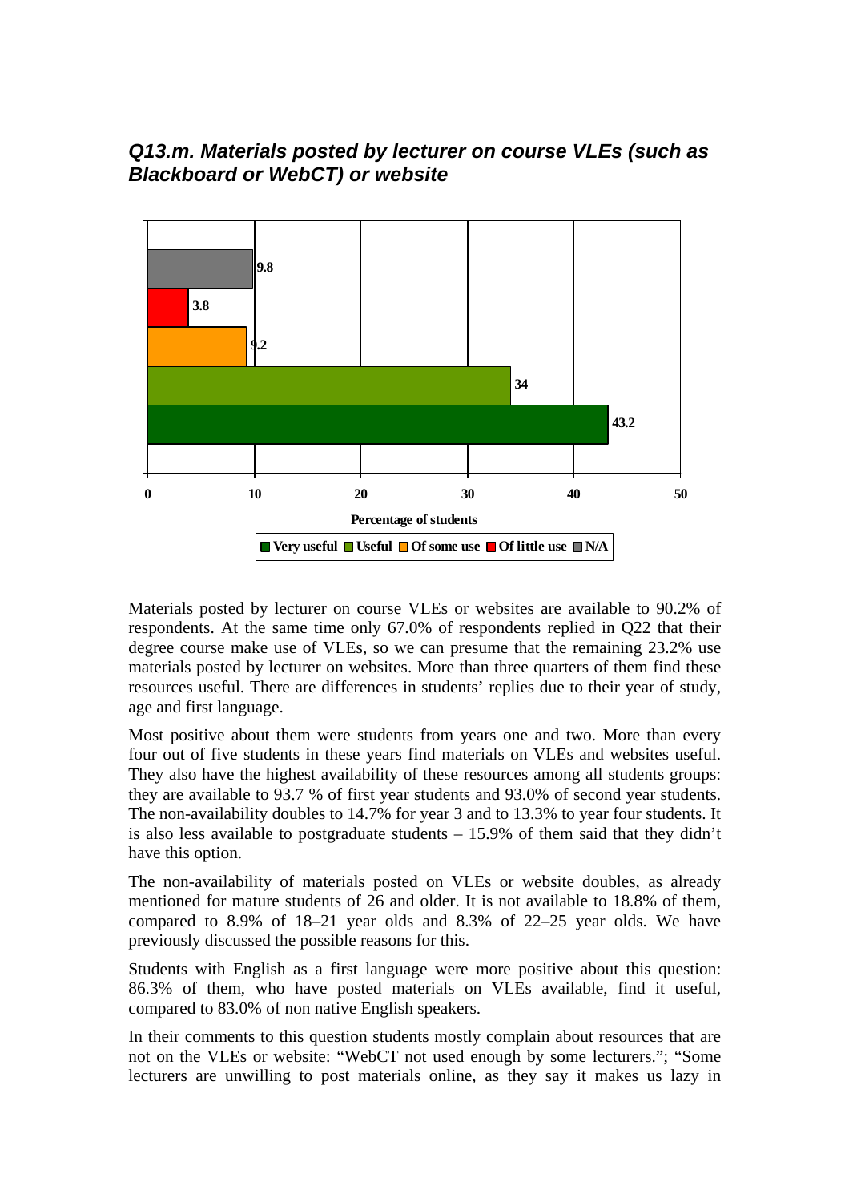### *Q13.m. Materials posted by lecturer on course VLEs (such as Blackboard or WebCT) or website*

| Response | Percentage of students |
|---|---|
| N/A | 9.8 |
| Of little use | 3.8 |
| Of some use | 9.2 |
| Useful | 34 |
| Very useful | 43.2 |

Materials posted by lecturer on course VLEs or websites are available to 90.2% of respondents. At the same time only 67.0% of respondents replied in Q22 that their degree course make use of VLEs, so we can presume that the remaining 23.2% use materials posted by lecturer on websites. More than three quarters of them find these resources useful. There are differences in students' replies due to their year of study, age and first language.

Most positive about them were students from years one and two. More than every four out of five students in these years find materials on VLEs and websites useful. They also have the highest availability of these resources among all students groups: they are available to 93.7 % of first year students and 93.0% of second year students. The non-availability doubles to 14.7% for year 3 and to 13.3% to year four students. It is also less available to postgraduate students – 15.9% of them said that they didn't have this option.

The non-availability of materials posted on VLEs or website doubles, as already mentioned for mature students of 26 and older. It is not available to 18.8% of them, compared to 8.9% of 18–21 year olds and 8.3% of 22–25 year olds. We have previously discussed the possible reasons for this.

Students with English as a first language were more positive about this question: 86.3% of them, who have posted materials on VLEs available, find it useful, compared to 83.0% of non native English speakers.

In their comments to this question students mostly complain about resources that are not on the VLEs or website: "WebCT not used enough by some lecturers."; "Some lecturers are unwilling to post materials online, as they say it makes us lazy in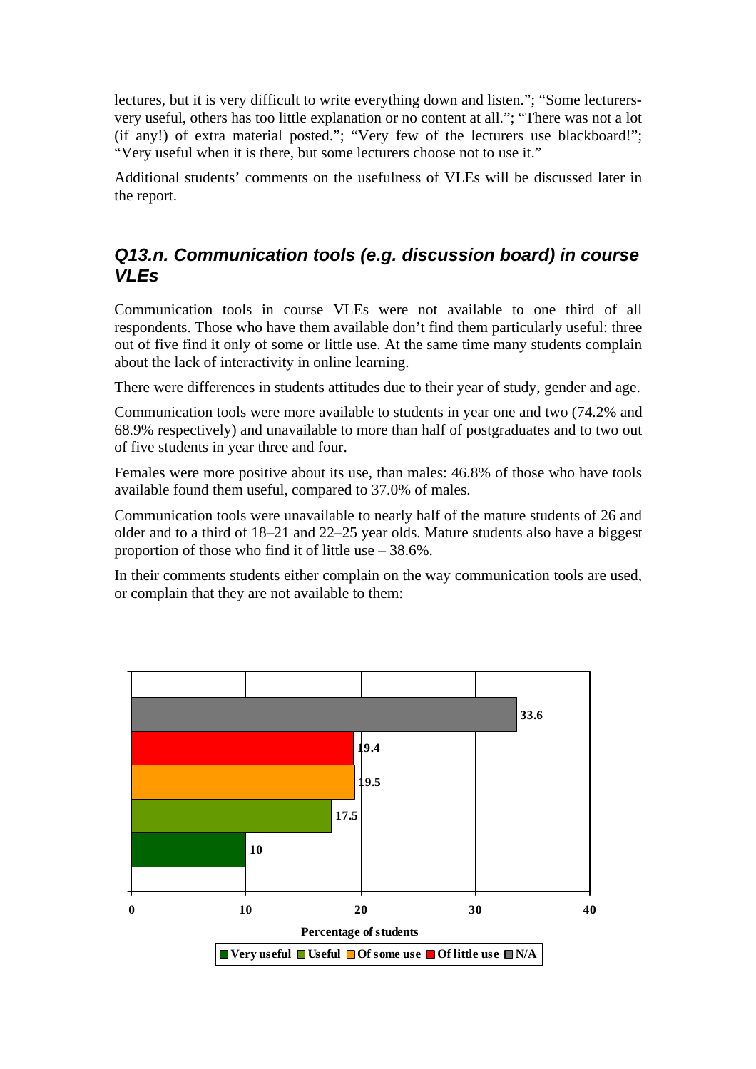lectures, but it is very difficult to write everything down and listen."; "Some lecturers- very useful, others has too little explanation or no content at all."; "There was not a lot (if any!) of extra material posted."; "Very few of the lecturers use blackboard!"; "Very useful when it is there, but some lecturers choose not to use it."

Additional students' comments on the usefulness of VLEs will be discussed later in the report.

## *Q13.n. Communication tools (e.g. discussion board) in course VLEs*

Communication tools in course VLEs were not available to one third of all respondents. Those who have them available don't find them particularly useful: three out of five find it only of some or little use. At the same time many students complain about the lack of interactivity in online learning.

There were differences in students attitudes due to their year of study, gender and age.

Communication tools were more available to students in year one and two (74.2% and 68.9% respectively) and unavailable to more than half of postgraduates and to two out of five students in year three and four.

Females were more positive about its use, than males: 46.8% of those who have tools available found them useful, compared to 37.0% of males.

Communication tools were unavailable to nearly half of the mature students of 26 and older and to a third of 18–21 and 22–25 year olds. Mature students also have a biggest proportion of those who find it of little use – 38.6%.

In their comments students either complain on the way communication tools are used, or complain that they are not available to them:

| Response | Percentage of students |
|---|---|
| Very useful | 10 |
| Useful | 17.5 |
| Of some use | 19.5 |
| Of little use | 19.4 |
| N/A | 33.6 |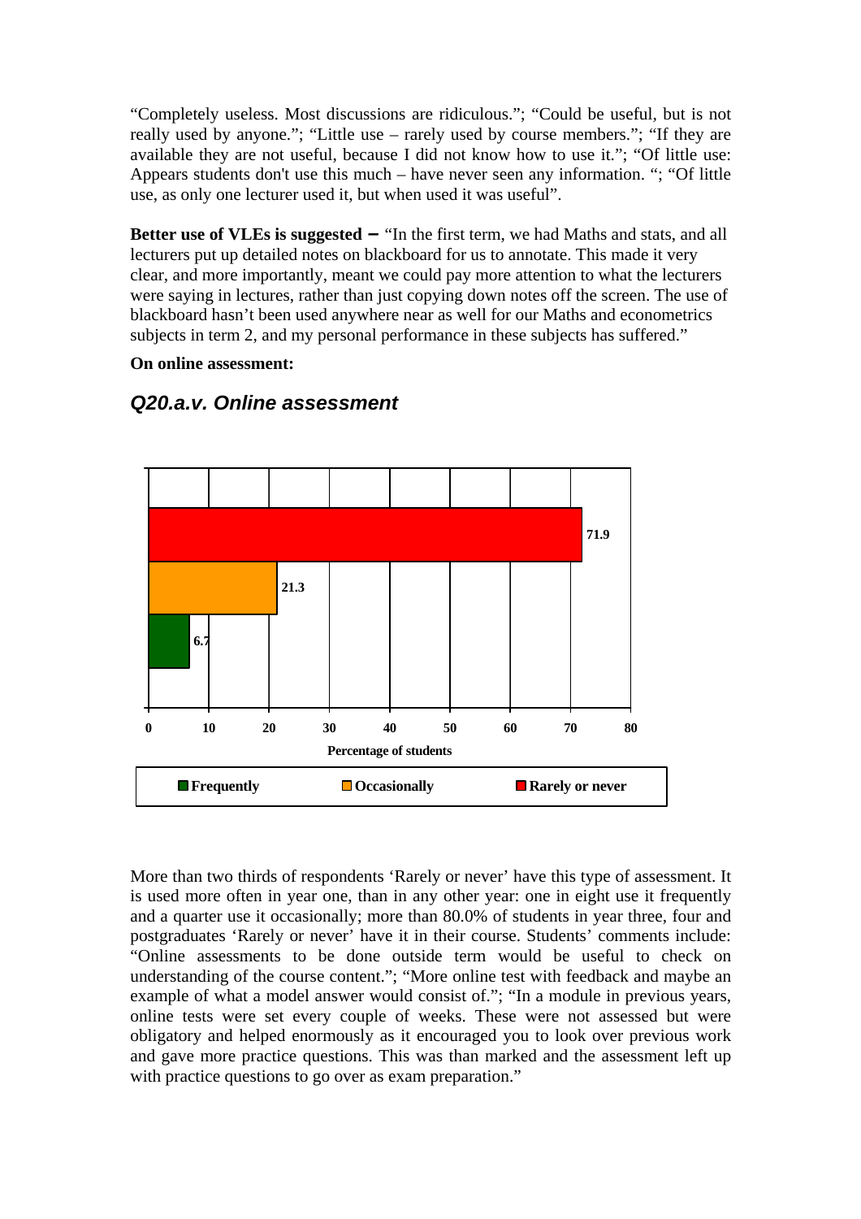"Completely useless. Most discussions are ridiculous."; "Could be useful, but is not really used by anyone."; "Little use – rarely used by course members."; "If they are available they are not useful, because I did not know how to use it."; "Of little use: Appears students don't use this much – have never seen any information. "; "Of little use, as only one lecturer used it, but when used it was useful".

**Better use of VLEs is suggested –** "In the first term, we had Maths and stats, and all lecturers put up detailed notes on blackboard for us to annotate. This made it very clear, and more importantly, meant we could pay more attention to what the lecturers were saying in lectures, rather than just copying down notes off the screen. The use of blackboard hasn't been used anywhere near as well for our Maths and econometrics subjects in term 2, and my personal performance in these subjects has suffered."

**On online assessment:**

## *Q20.a.v. Online assessment*

| Response | Percentage of students |
|---|---|
| Frequently | 6.7 |
| Occasionally | 21.3 |
| Rarely or never | 71.9 |

More than two thirds of respondents 'Rarely or never' have this type of assessment. It is used more often in year one, than in any other year: one in eight use it frequently and a quarter use it occasionally; more than 80.0% of students in year three, four and postgraduates 'Rarely or never' have it in their course. Students' comments include: "Online assessments to be done outside term would be useful to check on understanding of the course content."; "More online test with feedback and maybe an example of what a model answer would consist of."; "In a module in previous years, online tests were set every couple of weeks. These were not assessed but were obligatory and helped enormously as it encouraged you to look over previous work and gave more practice questions. This was than marked and the assessment left up with practice questions to go over as exam preparation."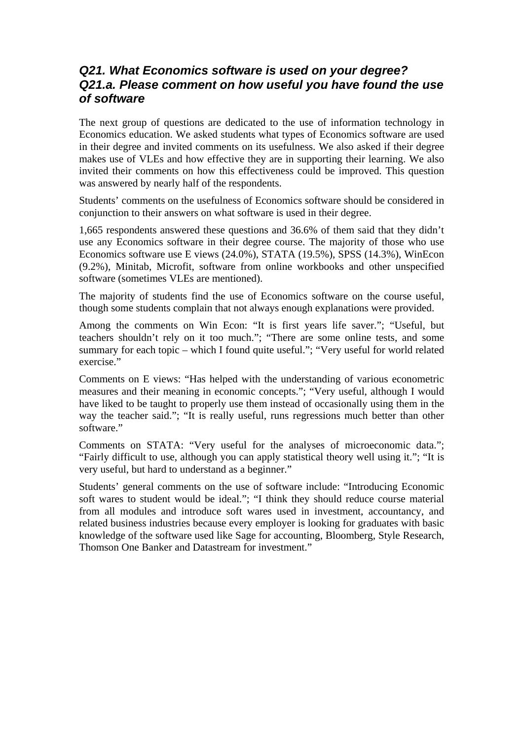### *Q21. What Economics software is used on your degree? Q21.a. Please comment on how useful you have found the use of software*

The next group of questions are dedicated to the use of information technology in Economics education. We asked students what types of Economics software are used in their degree and invited comments on its usefulness. We also asked if their degree makes use of VLEs and how effective they are in supporting their learning. We also invited their comments on how this effectiveness could be improved. This question was answered by nearly half of the respondents.

Students' comments on the usefulness of Economics software should be considered in conjunction to their answers on what software is used in their degree.

1,665 respondents answered these questions and 36.6% of them said that they didn't use any Economics software in their degree course. The majority of those who use Economics software use E views (24.0%), STATA (19.5%), SPSS (14.3%), WinEcon (9.2%), Minitab, Microfit, software from online workbooks and other unspecified software (sometimes VLEs are mentioned).

The majority of students find the use of Economics software on the course useful, though some students complain that not always enough explanations were provided.

Among the comments on Win Econ: "It is first years life saver."; "Useful, but teachers shouldn't rely on it too much."; "There are some online tests, and some summary for each topic – which I found quite useful."; "Very useful for world related exercise."

Comments on E views: "Has helped with the understanding of various econometric measures and their meaning in economic concepts."; "Very useful, although I would have liked to be taught to properly use them instead of occasionally using them in the way the teacher said."; "It is really useful, runs regressions much better than other software."

Comments on STATA: "Very useful for the analyses of microeconomic data."; "Fairly difficult to use, although you can apply statistical theory well using it."; "It is very useful, but hard to understand as a beginner."

Students' general comments on the use of software include: "Introducing Economic soft wares to student would be ideal."; "I think they should reduce course material from all modules and introduce soft wares used in investment, accountancy, and related business industries because every employer is looking for graduates with basic knowledge of the software used like Sage for accounting, Bloomberg, Style Research, Thomson One Banker and Datastream for investment."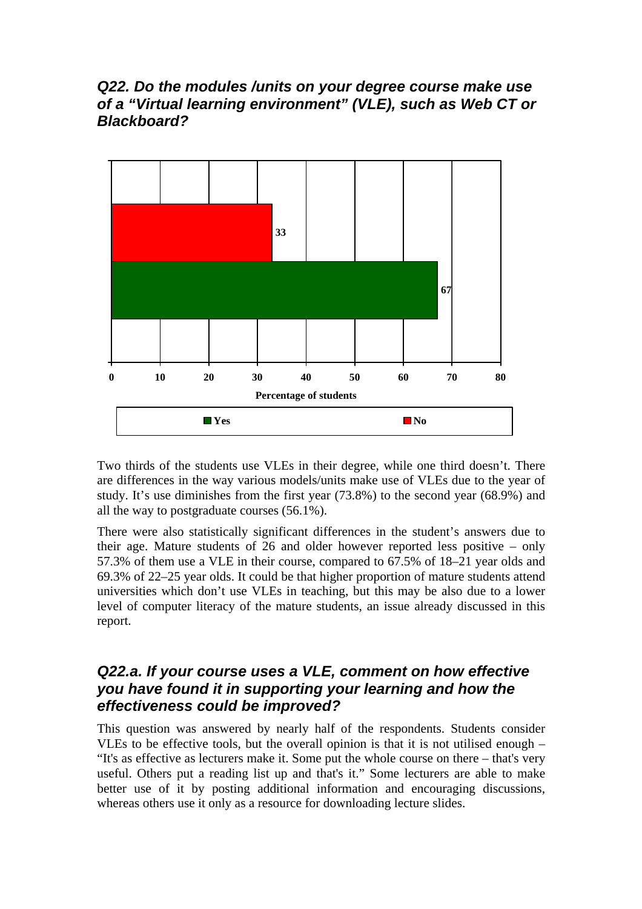### *Q22. Do the modules /units on your degree course make use of a "Virtual learning environment" (VLE), such as Web CT or Blackboard?*

Two thirds of the students use VLEs in their degree, while one third doesn't. There are differences in the way various models/units make use of VLEs due to the year of study. It's use diminishes from the first year (73.8%) to the second year (68.9%) and all the way to postgraduate courses (56.1%).

There were also statistically significant differences in the student's answers due to their age. Mature students of 26 and older however reported less positive – only 57.3% of them use a VLE in their course, compared to 67.5% of 18–21 year olds and 69.3% of 22–25 year olds. It could be that higher proportion of mature students attend universities which don't use VLEs in teaching, but this may be also due to a lower level of computer literacy of the mature students, an issue already discussed in this report.

### *Q22.a. If your course uses a VLE, comment on how effective you have found it in supporting your learning and how the effectiveness could be improved?*

This question was answered by nearly half of the respondents. Students consider VLEs to be effective tools, but the overall opinion is that it is not utilised enough – "It's as effective as lecturers make it. Some put the whole course on there – that's very useful. Others put a reading list up and that's it." Some lecturers are able to make better use of it by posting additional information and encouraging discussions, whereas others use it only as a resource for downloading lecture slides.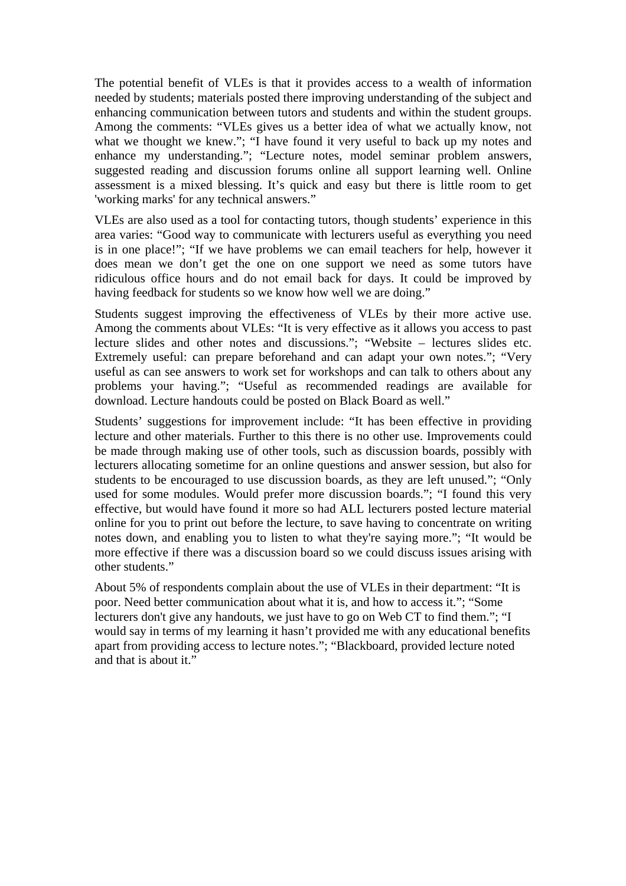The potential benefit of VLEs is that it provides access to a wealth of information needed by students; materials posted there improving understanding of the subject and enhancing communication between tutors and students and within the student groups. Among the comments: "VLEs gives us a better idea of what we actually know, not what we thought we knew."; "I have found it very useful to back up my notes and enhance my understanding."; "Lecture notes, model seminar problem answers, suggested reading and discussion forums online all support learning well. Online assessment is a mixed blessing. It's quick and easy but there is little room to get 'working marks' for any technical answers."

VLEs are also used as a tool for contacting tutors, though students' experience in this area varies: "Good way to communicate with lecturers useful as everything you need is in one place!"; "If we have problems we can email teachers for help, however it does mean we don't get the one on one support we need as some tutors have ridiculous office hours and do not email back for days. It could be improved by having feedback for students so we know how well we are doing."

Students suggest improving the effectiveness of VLEs by their more active use. Among the comments about VLEs: "It is very effective as it allows you access to past lecture slides and other notes and discussions."; "Website – lectures slides etc. Extremely useful: can prepare beforehand and can adapt your own notes."; "Very useful as can see answers to work set for workshops and can talk to others about any problems your having."; "Useful as recommended readings are available for download. Lecture handouts could be posted on Black Board as well."

Students' suggestions for improvement include: "It has been effective in providing lecture and other materials. Further to this there is no other use. Improvements could be made through making use of other tools, such as discussion boards, possibly with lecturers allocating sometime for an online questions and answer session, but also for students to be encouraged to use discussion boards, as they are left unused."; "Only used for some modules. Would prefer more discussion boards."; "I found this very effective, but would have found it more so had ALL lecturers posted lecture material online for you to print out before the lecture, to save having to concentrate on writing notes down, and enabling you to listen to what they're saying more."; "It would be more effective if there was a discussion board so we could discuss issues arising with other students."

About 5% of respondents complain about the use of VLEs in their department: "It is poor. Need better communication about what it is, and how to access it."; "Some lecturers don't give any handouts, we just have to go on Web CT to find them."; "I would say in terms of my learning it hasn't provided me with any educational benefits apart from providing access to lecture notes."; "Blackboard, provided lecture noted and that is about it."